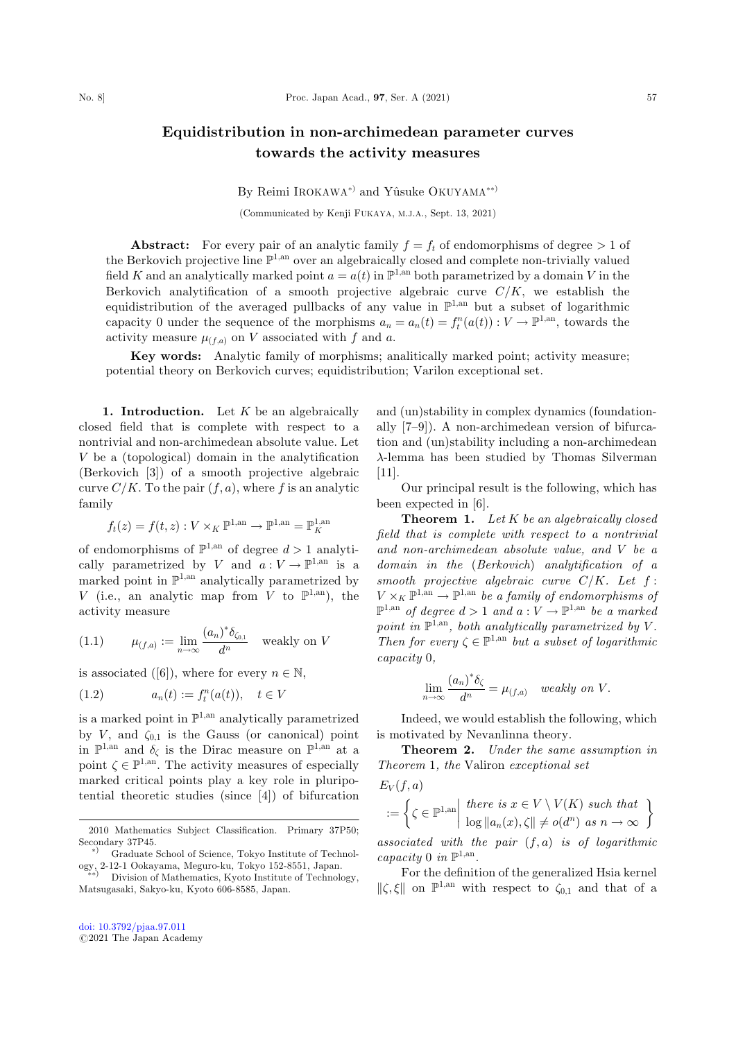# Equidistribution in non-archimedean parameter curves towards the activity measures

By Reimi Irokawa[*)] and Yûsuke Okuyama[**)]

(Communicated by Kenji Fukaya, m.j.a., Sept. 13, 2021)

**Abstract:** For every pair of an analytic family $f = f_t$ of endomorphisms of degree $> 1$ of the Berkovich projective line $\mathbb{P}^{1,\mathrm{an}}$ over an algebraically closed and complete non-trivially valued field $K$ and an analytically marked point $a = a(t)$ in $\mathbb{P}^{1,\mathrm{an}}$ both parametrized by a domain $V$ in the Berkovich analytification of a smooth projective algebraic curve $C/K$, we establish the equidistribution of the averaged pullbacks of any value in $\mathbb{P}^{1,\mathrm{an}}$ but a subset of logarithmic capacity 0 under the sequence of the morphisms $a_n = a_n(t) = f_t^n(a(t)) : V \to \mathbb{P}^{1,\mathrm{an}}$, towards the activity measure $\mu_{(f,a)}$ on $V$ associated with $f$ and $a$.

**Key words:** Analytic family of morphisms; analitically marked point; activity measure; potential theory on Berkovich curves; equidistribution; Varilon exceptional set.

**1. Introduction.** Let $K$ be an algebraically closed field that is complete with respect to a nontrivial and non-archimedean absolute value. Let $V$ be a (topological) domain in the analytification (Berkovich [3]) of a smooth projective algebraic curve $C/K$. To the pair $(f, a)$, where $f$ is an analytic family

$$f_t(z) = f(t, z) : V \times_K \mathbb{P}^{1,\mathrm{an}} \to \mathbb{P}^{1,\mathrm{an}} = \mathbb{P}^{1,\mathrm{an}}_K$$

of endomorphisms of $\mathbb{P}^{1,\mathrm{an}}$ of degree $d > 1$ analytically parametrized by $V$ and $a : V \to \mathbb{P}^{1,\mathrm{an}}$ is a marked point in $\mathbb{P}^{1,\mathrm{an}}$ analytically parametrized by $V$ (i.e., an analytic map from $V$ to $\mathbb{P}^{1,\mathrm{an}}$), the activity measure

$$\mu_{(f,a)} := \lim_{n\to\infty} \frac{(a_n)^* \delta_{\zeta_{0,1}}}{d^n} \quad \text{weakly on } V \tag{1.1}$$

is associated ([6]), where for every $n \in \mathbb{N}$,

$$a_n(t) := f_t^n(a(t)), \quad t \in V \tag{1.2}$$

is a marked point in $\mathbb{P}^{1,\mathrm{an}}$ analytically parametrized by $V$, and $\zeta_{0,1}$ is the Gauss (or canonical) point in $\mathbb{P}^{1,\mathrm{an}}$ and $\delta_\zeta$ is the Dirac measure on $\mathbb{P}^{1,\mathrm{an}}$ at a point $\zeta \in \mathbb{P}^{1,\mathrm{an}}$. The activity measures of especially marked critical points play a key role in pluripotential theoretic studies (since [4]) of bifurcation and (un)stability in complex dynamics (foundationally [7–9]). A non-archimedean version of bifurcation and (un)stability including a non-archimedean $\lambda$-lemma has been studied by Thomas Silverman [11].

Our principal result is the following, which has been expected in [6].

**Theorem 1.** *Let $K$ be an algebraically closed field that is complete with respect to a nontrivial and non-archimedean absolute value, and $V$ be a domain in the (Berkovich) analytification of a smooth projective algebraic curve $C/K$. Let $f : V \times_K \mathbb{P}^{1,\mathrm{an}} \to \mathbb{P}^{1,\mathrm{an}}$ be a family of endomorphisms of $\mathbb{P}^{1,\mathrm{an}}$ of degree $d > 1$ and $a : V \to \mathbb{P}^{1,\mathrm{an}}$ be a marked point in $\mathbb{P}^{1,\mathrm{an}}$, both analytically parametrized by $V$. Then for every $\zeta \in \mathbb{P}^{1,\mathrm{an}}$ but a subset of logarithmic capacity 0,*

$$\lim_{n\to\infty} \frac{(a_n)^* \delta_\zeta}{d^n} = \mu_{(f,a)} \quad \text{weakly on } V.$$

Indeed, we would establish the following, which is motivated by Nevanlinna theory.

**Theorem 2.** *Under the same assumption in Theorem 1, the* Valiron *exceptional set*

$$E_V(f, a) := \left\{ \zeta \in \mathbb{P}^{1,\mathrm{an}} \;\middle|\; \begin{array}{l} \text{there is } x \in V \setminus V(K) \text{ such that} \\ \log \|a_n(x), \zeta\| \neq o(d^n) \text{ as } n \to \infty \end{array} \right\}$$

*associated with the pair $(f, a)$ is of logarithmic capacity 0 in $\mathbb{P}^{1,\mathrm{an}}$.*

For the definition of the generalized Hsia kernel $\|\zeta, \xi\|$ on $\mathbb{P}^{1,\mathrm{an}}$ with respect to $\zeta_{0,1}$ and that of a

---

2010 Mathematics Subject Classification. Primary 37P50; Secondary 37P45.

*) Graduate School of Science, Tokyo Institute of Technology, 2-12-1 Ookayama, Meguro-ku, Tokyo 152-8551, Japan.

**) Division of Mathematics, Kyoto Institute of Technology, Matsugasaki, Sakyo-ku, Kyoto 606-8585, Japan.

doi: 10.3792/pjaa.97.011
©2021 The Japan Academy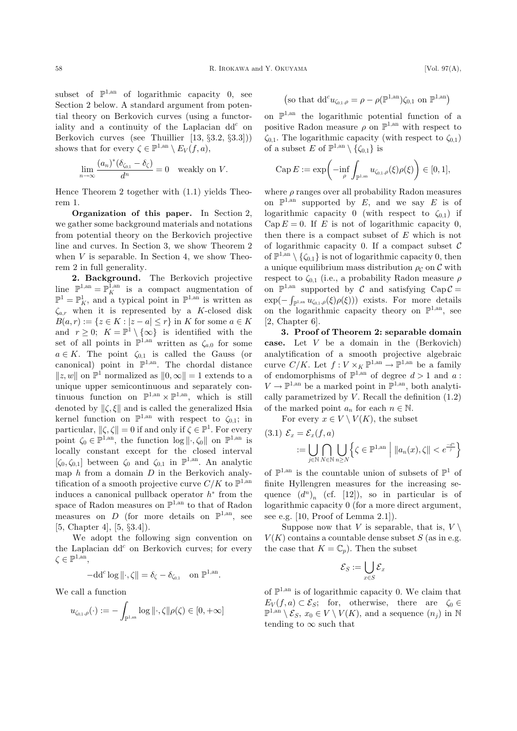subset of $\mathbb{P}^{1,\mathrm{an}}$ of logarithmic capacity 0, see Section 2 below. A standard argument from potential theory on Berkovich curves (using a functoriality and a continuity of the Laplacian $\mathrm{dd}^c$ on Berkovich curves (see Thuillier [13, §3.2, §3.3])) shows that for every $\zeta \in \mathbb{P}^{1,\mathrm{an}} \setminus E_V(f,a)$,

$$\lim_{n\to\infty} \frac{(a_n)^*(\delta_{\zeta_{0,1}} - \delta_\zeta)}{d^n} = 0 \quad \text{weakly on } V.$$

Hence Theorem 2 together with (1.1) yields Theorem 1.

**Organization of this paper.** In Section 2, we gather some background materials and notations from potential theory on the Berkovich projective line and curves. In Section 3, we show Theorem 2 when $V$ is separable. In Section 4, we show Theorem 2 in full generality.

**2. Background.** The Berkovich projective line $\mathbb{P}^{1,\mathrm{an}} = \mathbb{P}^{1,\mathrm{an}}_K$ is a compact augmentation of $\mathbb{P}^1 = \mathbb{P}^1_K$, and a typical point in $\mathbb{P}^{1,\mathrm{an}}$ is written as $\zeta_{a,r}$ when it is represented by a $K$-closed disk $B(a,r) := \{z \in K : |z-a| \le r\}$ in $K$ for some $a \in K$ and $r \ge 0$; $K = \mathbb{P}^1 \setminus \{\infty\}$ is identified with the set of all points in $\mathbb{P}^{1,\mathrm{an}}$ written as $\zeta_{a,0}$ for some $a \in K$. The point $\zeta_{0,1}$ is called the Gauss (or canonical) point in $\mathbb{P}^{1,\mathrm{an}}$. The chordal distance $\|z,w\|$ on $\mathbb{P}^1$ normalized as $\|0,\infty\| = 1$ extends to a unique upper semicontinuous and separately continuous function on $\mathbb{P}^{1,\mathrm{an}} \times \mathbb{P}^{1,\mathrm{an}}$, which is still denoted by $\|\zeta,\xi\|$ and is called the generalized Hsia kernel function on $\mathbb{P}^{1,\mathrm{an}}$ with respect to $\zeta_{0,1}$; in particular, $\|\zeta,\zeta\| = 0$ if and only if $\zeta \in \mathbb{P}^1$. For every point $\zeta_0 \in \mathbb{P}^{1,\mathrm{an}}$, the function $\log\|\cdot,\zeta_0\|$ on $\mathbb{P}^{1,\mathrm{an}}$ is locally constant except for the closed interval $[\zeta_0,\zeta_{0,1}]$ between $\zeta_0$ and $\zeta_{0,1}$ in $\mathbb{P}^{1,\mathrm{an}}$. An analytic map $h$ from a domain $D$ in the Berkovich analytification of a smooth projective curve $C/K$ to $\mathbb{P}^{1,\mathrm{an}}$ induces a canonical pullback operator $h^*$ from the space of Radon measures on $\mathbb{P}^{1,\mathrm{an}}$ to that of Radon measures on $D$ (for more details on $\mathbb{P}^{1,\mathrm{an}}$, see [5, Chapter 4], [5, §3.4]).

We adopt the following sign convention on the Laplacian $\mathrm{dd}^c$ on Berkovich curves; for every $\zeta \in \mathbb{P}^{1,\mathrm{an}}$,

$$-\mathrm{dd}^c \log\|\cdot,\zeta\| = \delta_\zeta - \delta_{\zeta_{0,1}} \quad \text{on } \mathbb{P}^{1,\mathrm{an}}.$$

We call a function

$$u_{\zeta_{0,1},\rho}(\cdot) := -\int_{\mathbb{P}^{1,\mathrm{an}}} \log\|\cdot,\zeta\|\rho(\zeta) \in [0,+\infty]$$

$$\left(\text{so that } \mathrm{dd}^c u_{\zeta_{0,1},\rho} = \rho - \rho(\mathbb{P}^{1,\mathrm{an}})\zeta_{0,1} \text{ on } \mathbb{P}^{1,\mathrm{an}}\right)$$

on $\mathbb{P}^{1,\mathrm{an}}$ the logarithmic potential function of a positive Radon measure $\rho$ on $\mathbb{P}^{1,\mathrm{an}}$ with respect to $\zeta_{0,1}$. The logarithmic capacity (with respect to $\zeta_{0,1}$) of a subset $E$ of $\mathbb{P}^{1,\mathrm{an}} \setminus \{\zeta_{0,1}\}$ is

$$\mathrm{Cap}\, E := \exp\left(-\inf_\rho \int_{\mathbb{P}^{1,\mathrm{an}}} u_{\zeta_{0,1},\rho}(\xi)\rho(\xi)\right) \in [0,1],$$

where $\rho$ ranges over all probability Radon measures on $\mathbb{P}^{1,\mathrm{an}}$ supported by $E$, and we say $E$ is of logarithmic capacity 0 (with respect to $\zeta_{0,1}$) if $\mathrm{Cap}\, E = 0$. If $E$ is not of logarithmic capacity 0, then there is a compact subset of $E$ which is not of logarithmic capacity 0. If a compact subset $\mathcal{C}$ of $\mathbb{P}^{1,\mathrm{an}} \setminus \{\zeta_{0,1}\}$ is not of logarithmic capacity 0, then a unique equilibrium mass distribution $\rho_{\mathcal{C}}$ on $\mathcal{C}$ with respect to $\zeta_{0,1}$ (i.e., a probability Radon measure $\rho$ on $\mathbb{P}^{1,\mathrm{an}}$ supported by $\mathcal{C}$ and satisfying $\mathrm{Cap}\,\mathcal{C} = \exp(-\int_{\mathbb{P}^{1,\mathrm{an}}} u_{\zeta_{0,1},\rho}(\xi)\rho(\xi))$) exists. For more details on the logarithmic capacity theory on $\mathbb{P}^{1,\mathrm{an}}$, see [2, Chapter 6].

**3. Proof of Theorem 2: separable domain case.** Let $V$ be a domain in the (Berkovich) analytification of a smooth projective algebraic curve $C/K$. Let $f : V \times_K \mathbb{P}^{1,\mathrm{an}} \to \mathbb{P}^{1,\mathrm{an}}$ be a family of endomorphisms of $\mathbb{P}^{1,\mathrm{an}}$ of degree $d > 1$ and $a : V \to \mathbb{P}^{1,\mathrm{an}}$ be a marked point in $\mathbb{P}^{1,\mathrm{an}}$, both analytically parametrized by $V$. Recall the definition (1.2) of the marked point $a_n$ for each $n \in \mathbb{N}$.

For every $x \in V \setminus V(K)$, the subset

$$\text{(3.1)}\quad \mathcal{E}_x = \mathcal{E}_x(f,a) := \bigcup_{j\in\mathbb{N}} \bigcap_{N\in\mathbb{N}} \bigcup_{n\ge N} \left\{\zeta \in \mathbb{P}^{1,\mathrm{an}} \;\middle|\; \|a_n(x),\zeta\| < e^{\frac{-d^n}{j}}\right\}$$

of $\mathbb{P}^{1,\mathrm{an}}$ is the countable union of subsets of $\mathbb{P}^1$ of finite Hyllengren measures for the increasing sequence $(d^n)_n$ (cf. [12]), so in particular is of logarithmic capacity 0 (for a more direct argument, see e.g. [10, Proof of Lemma 2.1]).

Suppose now that $V$ is separable, that is, $V \setminus V(K)$ contains a countable dense subset $S$ (as in e.g. the case that $K = \mathbb{C}_p$). Then the subset

$$\mathcal{E}_S := \bigcup_{x\in S} \mathcal{E}_x$$

of $\mathbb{P}^{1,\mathrm{an}}$ is of logarithmic capacity 0. We claim that $E_V(f,a) \subset \mathcal{E}_S$; for, otherwise, there are $\zeta_0 \in \mathbb{P}^{1,\mathrm{an}} \setminus \mathcal{E}_S$, $x_0 \in V \setminus V(K)$, and a sequence $(n_j)$ in $\mathbb{N}$ tending to $\infty$ such that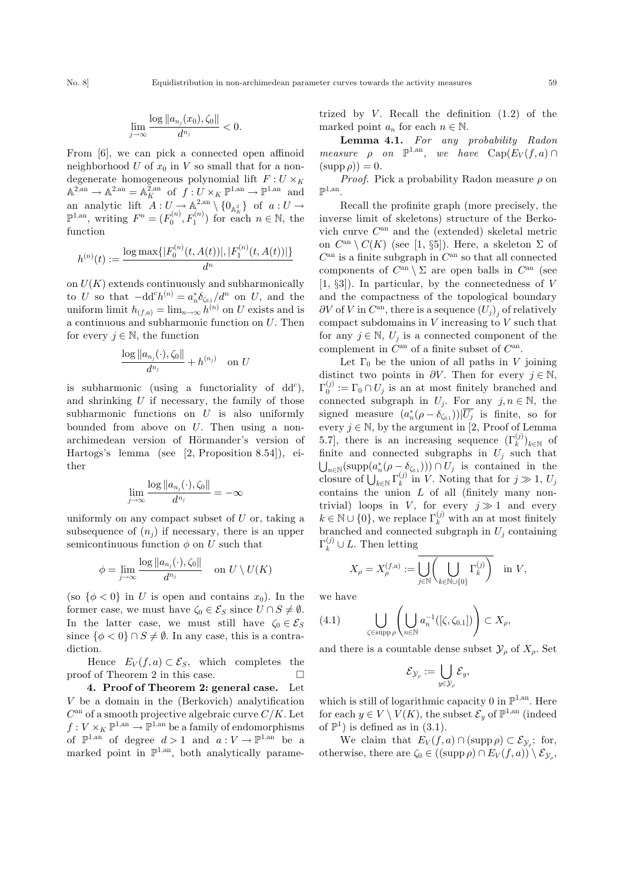$$\lim_{j\to\infty}\frac{\log\|a_{n_j}(x_0),\zeta_0\|}{d^{n_j}}<0.$$

From [6], we can pick a connected open affinoid neighborhood $U$ of $x_0$ in $V$ so small that for a non-degenerate homogeneous polynomial lift $F : U \times_K \mathbb{A}^{2,\mathrm{an}} \to \mathbb{A}^{2,\mathrm{an}} = \mathbb{A}_K^{2,\mathrm{an}}$ of $f : U \times_K \mathbb{P}^{1,\mathrm{an}} \to \mathbb{P}^{1,\mathrm{an}}$ and an analytic lift $A : U \to \mathbb{A}^{2,\mathrm{an}} \setminus \{0_{\mathbb{A}_K^2}\}$ of $a : U \to \mathbb{P}^{1,\mathrm{an}}$, writing $F^n = (F_0^{(n)}, F_1^{(n)})$ for each $n \in \mathbb{N}$, the function

$$h^{(n)}(t) := \frac{\log\max\{|F_0^{(n)}(t,A(t))|,|F_1^{(n)}(t,A(t))|\}}{d^n}$$

on $U(K)$ extends continuously and subharmonically to $U$ so that $-dd^c h^{(n)} = a_n^*\delta_{\zeta_{0,1}}/d^n$ on $U$, and the uniform limit $h_{(f,a)} = \lim_{n\to\infty} h^{(n)}$ on $U$ exists and is a continuous and subharmonic function on $U$. Then for every $j \in \mathbb{N}$, the function

$$\frac{\log\|a_{n_j}(\cdot),\zeta_0\|}{d^{n_j}}+h^{(n_j)}\quad\text{on } U$$

is subharmonic (using a functoriality of $dd^c$), and shrinking $U$ if necessary, the family of those subharmonic functions on $U$ is also uniformly bounded from above on $U$. Then using a non-archimedean version of Hörmander's version of Hartogs's lemma (see [2, Proposition 8.54]), either

$$\lim_{j\to\infty}\frac{\log\|a_{n_j}(\cdot),\zeta_0\|}{d^{n_j}}=-\infty$$

uniformly on any compact subset of $U$ or, taking a subsequence of $(n_j)$ if necessary, there is an upper semicontinuous function $\phi$ on $U$ such that

$$\phi=\lim_{j\to\infty}\frac{\log\|a_{n_j}(\cdot),\zeta_0\|}{d^{n_j}}\quad\text{on } U\setminus U(K)$$

(so $\{\phi<0\}$ in $U$ is open and contains $x_0$). In the former case, we must have $\zeta_0 \in \mathcal{E}_S$ since $U \cap S \neq \emptyset$. In the latter case, we must still have $\zeta_0 \in \mathcal{E}_S$ since $\{\phi < 0\} \cap S \neq \emptyset$. In any case, this is a contradiction.

Hence $E_V(f,a) \subset \mathcal{E}_S$, which completes the proof of Theorem 2 in this case. $\square$

**4. Proof of Theorem 2: general case.** Let $V$ be a domain in the (Berkovich) analytification $C^{\mathrm{an}}$ of a smooth projective algebraic curve $C/K$. Let $f : V \times_K \mathbb{P}^{1,\mathrm{an}} \to \mathbb{P}^{1,\mathrm{an}}$ be a family of endomorphisms of $\mathbb{P}^{1,\mathrm{an}}$ of degree $d > 1$ and $a : V \to \mathbb{P}^{1,\mathrm{an}}$ be a marked point in $\mathbb{P}^{1,\mathrm{an}}$, both analytically parametrized by $V$. Recall the definition (1.2) of the marked point $a_n$ for each $n \in \mathbb{N}$.

**Lemma 4.1.** *For any probability Radon measure $\rho$ on $\mathbb{P}^{1,\mathrm{an}}$, we have $\mathrm{Cap}(E_V(f,a) \cap (\mathrm{supp}\,\rho)) = 0$.*

*Proof.* Pick a probability Radon measure $\rho$ on $\mathbb{P}^{1,\mathrm{an}}$.

Recall the profinite graph (more precisely, the inverse limit of skeletons) structure of the Berkovich curve $C^{\mathrm{an}}$ and the (extended) skeletal metric on $C^{\mathrm{an}} \setminus C(K)$ (see [1, §5]). Here, a skeleton $\Sigma$ of $C^{\mathrm{an}}$ is a finite subgraph in $C^{\mathrm{an}}$ so that all connected components of $C^{\mathrm{an}} \setminus \Sigma$ are open balls in $C^{\mathrm{an}}$ (see [1, §3]). In particular, by the connectedness of $V$ and the compactness of the topological boundary $\partial V$ of $V$ in $C^{\mathrm{an}}$, there is a sequence $(U_j)_j$ of relatively compact subdomains in $V$ increasing to $V$ such that for any $j \in \mathbb{N}$, $U_j$ is a connected component of the complement in $C^{\mathrm{an}}$ of a finite subset of $C^{\mathrm{an}}$.

Let $\Gamma_0$ be the union of all paths in $V$ joining distinct two points in $\partial V$. Then for every $j \in \mathbb{N}$, $\Gamma_0^{(j)} := \Gamma_0 \cap U_j$ is an at most finitely branched and connected subgraph in $U_j$. For any $j, n \in \mathbb{N}$, the signed measure $(a_n^*(\rho - \delta_{\zeta_{0,1}}))|\overline{U_j}$ is finite, so for every $j \in \mathbb{N}$, by the argument in [2, Proof of Lemma 5.7], there is an increasing sequence $(\Gamma_k^{(j)})_{k\in\mathbb{N}}$ of finite and connected subgraphs in $U_j$ such that $\bigcup_{n\in\mathbb{N}}(\mathrm{supp}(a_n^*(\rho-\delta_{\zeta_{0,1}}))) \cap U_j$ is contained in the closure of $\bigcup_{k\in\mathbb{N}}\Gamma_k^{(j)}$ in $V$. Noting that for $j \gg 1$, $U_j$ contains the union $L$ of all (finitely many non-trivial) loops in $V$, for every $j \gg 1$ and every $k \in \mathbb{N} \cup \{0\}$, we replace $\Gamma_k^{(j)}$ with an at most finitely branched and connected subgraph in $U_j$ containing $\Gamma_k^{(j)} \cup L$. Then letting

$$X_\rho = X_\rho^{(f,a)} := \overline{\bigcup_{j\in\mathbb{N}}\biggl(\bigcup_{k\in\mathbb{N}\cup\{0\}}\Gamma_k^{(j)}\biggr)}\quad\text{in } V,$$

we have

$$\bigcup_{\zeta\in\mathrm{supp}\,\rho}\left(\bigcup_{n\in\mathbb{N}}a_n^{-1}([\zeta,\zeta_{0,1}])\right)\subset X_\rho, \tag{4.1}$$

and there is a countable dense subset $\mathcal{Y}_\rho$ of $X_\rho$. Set

$$\mathcal{E}_{\mathcal{Y}_\rho} := \bigcup_{y\in\mathcal{Y}_\rho}\mathcal{E}_y,$$

which is still of logarithmic capacity 0 in $\mathbb{P}^{1,\mathrm{an}}$. Here for each $y \in V \setminus V(K)$, the subset $\mathcal{E}_y$ of $\mathbb{P}^{1,\mathrm{an}}$ (indeed of $\mathbb{P}^1$) is defined as in (3.1).

We claim that $E_V(f,a) \cap (\mathrm{supp}\,\rho) \subset \mathcal{E}_{\mathcal{Y}_\rho}$; for, otherwise, there are $\zeta_0 \in ((\mathrm{supp}\,\rho) \cap E_V(f,a)) \setminus \mathcal{E}_{\mathcal{Y}_\rho}$,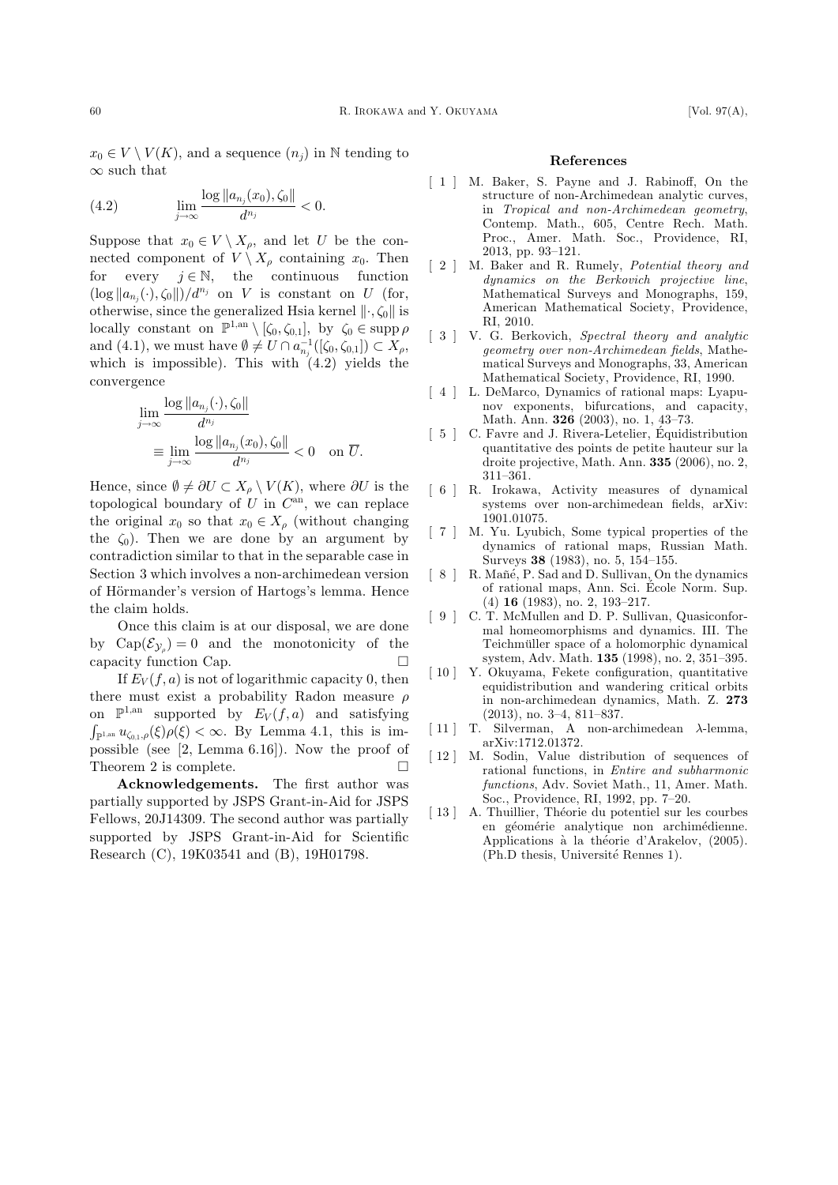$x_0 \in V \setminus V(K)$, and a sequence $(n_j)$ in $\mathbb{N}$ tending to $\infty$ such that

$$\lim_{j\to\infty} \frac{\log \|a_{n_j}(x_0), \zeta_0\|}{d^{n_j}} < 0. \tag{4.2}$$

Suppose that $x_0 \in V \setminus X_\rho$, and let $U$ be the connected component of $V \setminus X_\rho$ containing $x_0$. Then for every $j \in \mathbb{N}$, the continuous function $(\log \|a_{n_j}(\cdot), \zeta_0\|)/d^{n_j}$ on $V$ is constant on $U$ (for, otherwise, since the generalized Hsia kernel $\|\cdot, \zeta_0\|$ is locally constant on $\mathbb{P}^{1,\mathrm{an}} \setminus [\zeta_0, \zeta_{0,1}]$, by $\zeta_0 \in \operatorname{supp} \rho$ and (4.1), we must have $\emptyset \neq U \cap a_{n_j}^{-1}([\zeta_0, \zeta_{0,1}]) \subset X_\rho$, which is impossible). This with (4.2) yields the convergence

$$\lim_{j\to\infty} \frac{\log \|a_{n_j}(\cdot), \zeta_0\|}{d^{n_j}} \equiv \lim_{j\to\infty} \frac{\log \|a_{n_j}(x_0), \zeta_0\|}{d^{n_j}} < 0 \quad \text{on } \overline{U}.$$

Hence, since $\emptyset \neq \partial U \subset X_\rho \setminus V(K)$, where $\partial U$ is the topological boundary of $U$ in $C^{\mathrm{an}}$, we can replace the original $x_0$ so that $x_0 \in X_\rho$ (without changing the $\zeta_0$). Then we are done by an argument by contradiction similar to that in the separable case in Section 3 which involves a non-archimedean version of Hörmander's version of Hartogs's lemma. Hence the claim holds.

Once this claim is at our disposal, we are done by $\mathrm{Cap}(\mathcal{E}_{\mathcal{Y}_\rho}) = 0$ and the monotonicity of the capacity function Cap. $\square$

If $E_V(f, a)$ is not of logarithmic capacity 0, then there must exist a probability Radon measure $\rho$ on $\mathbb{P}^{1,\mathrm{an}}$ supported by $E_V(f, a)$ and satisfying $\int_{\mathbb{P}^{1,\mathrm{an}}} u_{\zeta_{0,1},\rho}(\xi)\rho(\xi) < \infty$. By Lemma 4.1, this is impossible (see [2, Lemma 6.16]). Now the proof of Theorem 2 is complete. $\square$

**Acknowledgements.** The first author was partially supported by JSPS Grant-in-Aid for JSPS Fellows, 20J14309. The second author was partially supported by JSPS Grant-in-Aid for Scientific Research (C), 19K03541 and (B), 19H01798.

## References

[1] M. Baker, S. Payne and J. Rabinoff, On the structure of non-Archimedean analytic curves, in *Tropical and non-Archimedean geometry*, Contemp. Math., 605, Centre Rech. Math. Proc., Amer. Math. Soc., Providence, RI, 2013, pp. 93–121.

[2] M. Baker and R. Rumely, *Potential theory and dynamics on the Berkovich projective line*, Mathematical Surveys and Monographs, 159, American Mathematical Society, Providence, RI, 2010.

[3] V. G. Berkovich, *Spectral theory and analytic geometry over non-Archimedean fields*, Mathematical Surveys and Monographs, 33, American Mathematical Society, Providence, RI, 1990.

[4] L. DeMarco, Dynamics of rational maps: Lyapunov exponents, bifurcations, and capacity, Math. Ann. **326** (2003), no. 1, 43–73.

[5] C. Favre and J. Rivera-Letelier, Équidistribution quantitative des points de petite hauteur sur la droite projective, Math. Ann. **335** (2006), no. 2, 311–361.

[6] R. Irokawa, Activity measures of dynamical systems over non-archimedean fields, arXiv: 1901.01075.

[7] M. Yu. Lyubich, Some typical properties of the dynamics of rational maps, Russian Math. Surveys **38** (1983), no. 5, 154–155.

[8] R. Mañé, P. Sad and D. Sullivan, On the dynamics of rational maps, Ann. Sci. École Norm. Sup. (4) **16** (1983), no. 2, 193–217.

[9] C. T. McMullen and D. P. Sullivan, Quasiconformal homeomorphisms and dynamics. III. The Teichmüller space of a holomorphic dynamical system, Adv. Math. **135** (1998), no. 2, 351–395.

[10] Y. Okuyama, Fekete configuration, quantitative equidistribution and wandering critical orbits in non-archimedean dynamics, Math. Z. **273** (2013), no. 3–4, 811–837.

[11] T. Silverman, A non-archimedean $\lambda$-lemma, arXiv:1712.01372.

[12] M. Sodin, Value distribution of sequences of rational functions, in *Entire and subharmonic functions*, Adv. Soviet Math., 11, Amer. Math. Soc., Providence, RI, 1992, pp. 7–20.

[13] A. Thuillier, Théorie du potentiel sur les courbes en géomérie analytique non archimédienne. Applications à la théorie d'Arakelov, (2005). (Ph.D thesis, Université Rennes 1).